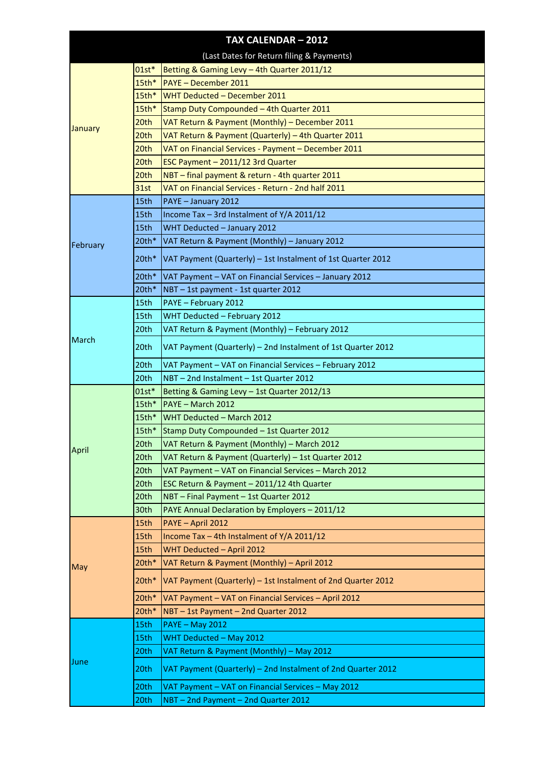# TAX CALENDAR – 2012

(Last Dates for Return filing & Payments)

| Month | Date | Description |
|---|---|---|
| January | 01st* | Betting & Gaming Levy – 4th Quarter 2011/12 |
| | 15th* | PAYE – December 2011 |
| | 15th* | WHT Deducted – December 2011 |
| | 15th* | Stamp Duty Compounded – 4th Quarter 2011 |
| | 20th | VAT Return & Payment (Monthly) – December 2011 |
| | 20th | VAT Return & Payment (Quarterly) – 4th Quarter 2011 |
| | 20th | VAT on Financial Services - Payment – December 2011 |
| | 20th | ESC Payment – 2011/12 3rd Quarter |
| | 20th | NBT – final payment & return - 4th quarter 2011 |
| | 31st | VAT on Financial Services - Return - 2nd half 2011 |
| February | 15th | PAYE – January 2012 |
| | 15th | Income Tax – 3rd Instalment of Y/A 2011/12 |
| | 15th | WHT Deducted – January 2012 |
| | 20th* | VAT Return & Payment (Monthly) – January 2012 |
| | 20th* | VAT Payment (Quarterly) – 1st Instalment of 1st Quarter 2012 |
| | 20th* | VAT Payment – VAT on Financial Services – January 2012 |
| | 20th* | NBT – 1st payment - 1st quarter 2012 |
| March | 15th | PAYE – February 2012 |
| | 15th | WHT Deducted – February 2012 |
| | 20th | VAT Return & Payment (Monthly) – February 2012 |
| | 20th | VAT Payment (Quarterly) – 2nd Instalment of 1st Quarter 2012 |
| | 20th | VAT Payment – VAT on Financial Services – February 2012 |
| | 20th | NBT – 2nd Instalment – 1st Quarter 2012 |
| April | 01st* | Betting & Gaming Levy – 1st Quarter 2012/13 |
| | 15th* | PAYE – March 2012 |
| | 15th* | WHT Deducted – March 2012 |
| | 15th* | Stamp Duty Compounded – 1st Quarter 2012 |
| | 20th | VAT Return & Payment (Monthly) – March 2012 |
| | 20th | VAT Return & Payment (Quarterly) – 1st Quarter 2012 |
| | 20th | VAT Payment – VAT on Financial Services – March 2012 |
| | 20th | ESC Return & Payment – 2011/12 4th Quarter |
| | 20th | NBT – Final Payment – 1st Quarter 2012 |
| | 30th | PAYE Annual Declaration by Employers – 2011/12 |
| May | 15th | PAYE – April 2012 |
| | 15th | Income Tax – 4th Instalment of Y/A 2011/12 |
| | 15th | WHT Deducted – April 2012 |
| | 20th* | VAT Return & Payment (Monthly) – April 2012 |
| | 20th* | VAT Payment (Quarterly) – 1st Instalment of 2nd Quarter 2012 |
| | 20th* | VAT Payment – VAT on Financial Services – April 2012 |
| | 20th* | NBT – 1st Payment – 2nd Quarter 2012 |
| June | 15th | PAYE – May 2012 |
| | 15th | WHT Deducted – May 2012 |
| | 20th | VAT Return & Payment (Monthly) – May 2012 |
| | 20th | VAT Payment (Quarterly) – 2nd Instalment of 2nd Quarter 2012 |
| | 20th | VAT Payment – VAT on Financial Services – May 2012 |
| | 20th | NBT – 2nd Payment – 2nd Quarter 2012 |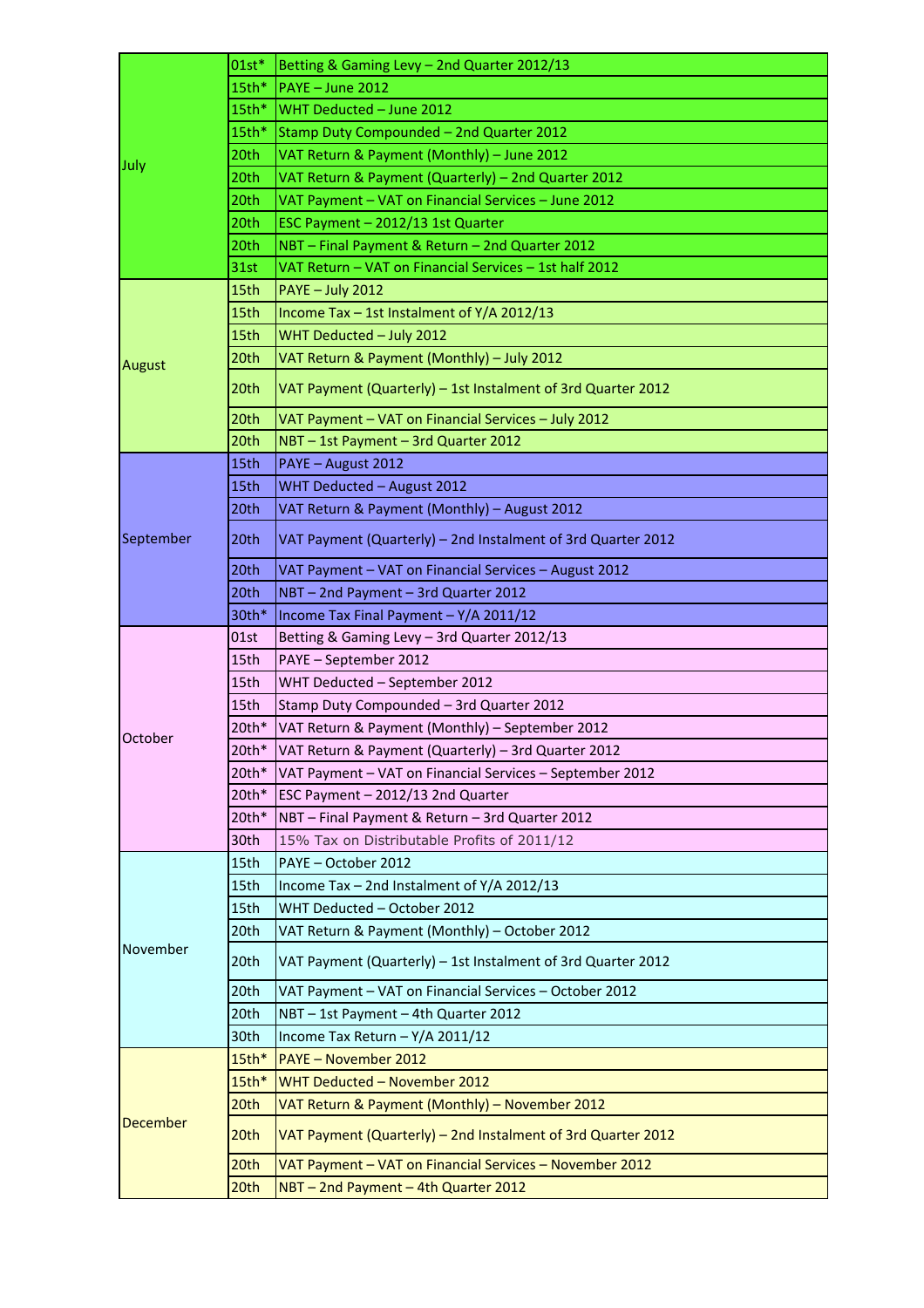| | | |
|---|---|---|
| July | 01st* | Betting & Gaming Levy – 2nd Quarter 2012/13 |
| | 15th* | PAYE – June 2012 |
| | 15th* | WHT Deducted – June 2012 |
| | 15th* | Stamp Duty Compounded – 2nd Quarter 2012 |
| | 20th | VAT Return & Payment (Monthly) – June 2012 |
| | 20th | VAT Return & Payment (Quarterly) – 2nd Quarter 2012 |
| | 20th | VAT Payment – VAT on Financial Services – June 2012 |
| | 20th | ESC Payment – 2012/13 1st Quarter |
| | 20th | NBT – Final Payment & Return – 2nd Quarter 2012 |
| | 31st | VAT Return – VAT on Financial Services – 1st half 2012 |
| August | 15th | PAYE – July 2012 |
| | 15th | Income Tax – 1st Instalment of Y/A 2012/13 |
| | 15th | WHT Deducted – July 2012 |
| | 20th | VAT Return & Payment (Monthly) – July 2012 |
| | 20th | VAT Payment (Quarterly) – 1st Instalment of 3rd Quarter 2012 |
| | 20th | VAT Payment – VAT on Financial Services – July 2012 |
| | 20th | NBT – 1st Payment – 3rd Quarter 2012 |
| September | 15th | PAYE – August 2012 |
| | 15th | WHT Deducted – August 2012 |
| | 20th | VAT Return & Payment (Monthly) – August 2012 |
| | 20th | VAT Payment (Quarterly) – 2nd Instalment of 3rd Quarter 2012 |
| | 20th | VAT Payment – VAT on Financial Services – August 2012 |
| | 20th | NBT – 2nd Payment – 3rd Quarter 2012 |
| | 30th* | Income Tax Final Payment – Y/A 2011/12 |
| October | 01st | Betting & Gaming Levy – 3rd Quarter 2012/13 |
| | 15th | PAYE – September 2012 |
| | 15th | WHT Deducted – September 2012 |
| | 15th | Stamp Duty Compounded – 3rd Quarter 2012 |
| | 20th* | VAT Return & Payment (Monthly) – September 2012 |
| | 20th* | VAT Return & Payment (Quarterly) – 3rd Quarter 2012 |
| | 20th* | VAT Payment – VAT on Financial Services – September 2012 |
| | 20th* | ESC Payment – 2012/13 2nd Quarter |
| | 20th* | NBT – Final Payment & Return – 3rd Quarter 2012 |
| | 30th | 15% Tax on Distributable Profits of 2011/12 |
| November | 15th | PAYE – October 2012 |
| | 15th | Income Tax – 2nd Instalment of Y/A 2012/13 |
| | 15th | WHT Deducted – October 2012 |
| | 20th | VAT Return & Payment (Monthly) – October 2012 |
| | 20th | VAT Payment (Quarterly) – 1st Instalment of 3rd Quarter 2012 |
| | 20th | VAT Payment – VAT on Financial Services – October 2012 |
| | 20th | NBT – 1st Payment – 4th Quarter 2012 |
| | 30th | Income Tax Return – Y/A 2011/12 |
| December | 15th* | PAYE – November 2012 |
| | 15th* | WHT Deducted – November 2012 |
| | 20th | VAT Return & Payment (Monthly) – November 2012 |
| | 20th | VAT Payment (Quarterly) – 2nd Instalment of 3rd Quarter 2012 |
| | 20th | VAT Payment – VAT on Financial Services – November 2012 |
| | 20th | NBT – 2nd Payment – 4th Quarter 2012 |